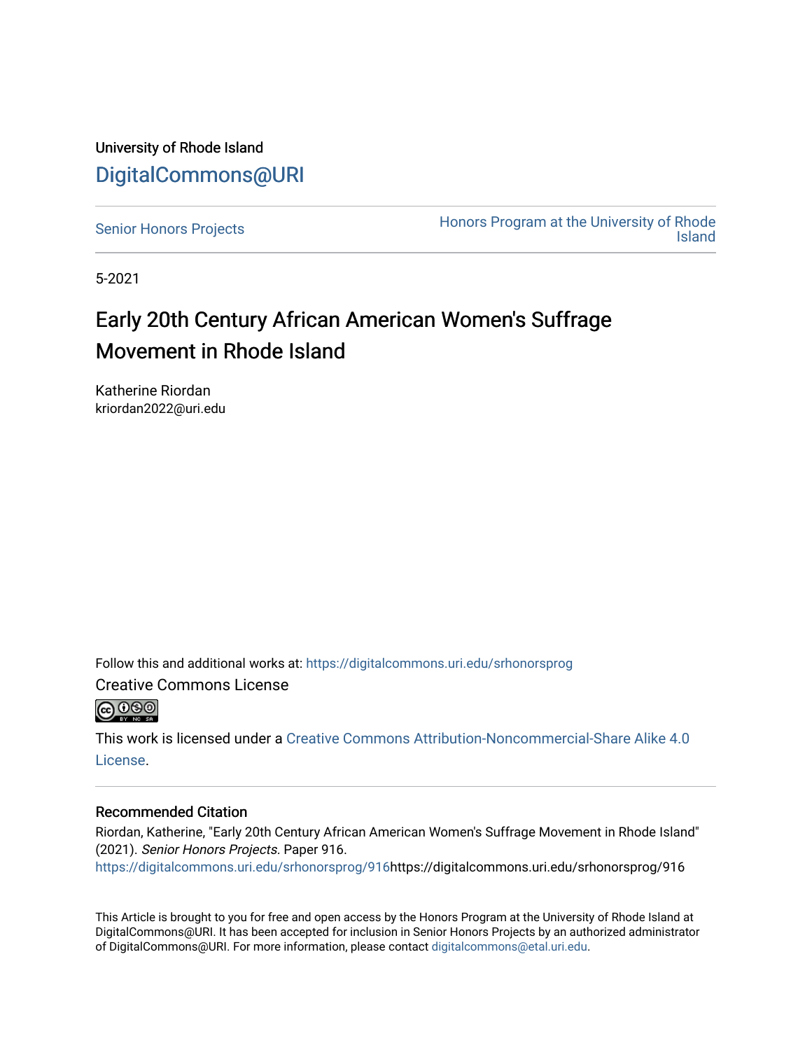University of Rhode Island

# DigitalCommons@URI

Senior Honors Projects | Honors Program at the University of Rhode Island

5-2021

# Early 20th Century African American Women's Suffrage Movement in Rhode Island

Katherine Riordan
kriordan2022@uri.edu

Follow this and additional works at: https://digitalcommons.uri.edu/srhonorsprog

Creative Commons License

This work is licensed under a Creative Commons Attribution-Noncommercial-Share Alike 4.0 License.

## Recommended Citation

Riordan, Katherine, "Early 20th Century African American Women's Suffrage Movement in Rhode Island" (2021). *Senior Honors Projects.* Paper 916.
https://digitalcommons.uri.edu/srhonorsprog/916https://digitalcommons.uri.edu/srhonorsprog/916

This Article is brought to you for free and open access by the Honors Program at the University of Rhode Island at DigitalCommons@URI. It has been accepted for inclusion in Senior Honors Projects by an authorized administrator of DigitalCommons@URI. For more information, please contact digitalcommons@etal.uri.edu.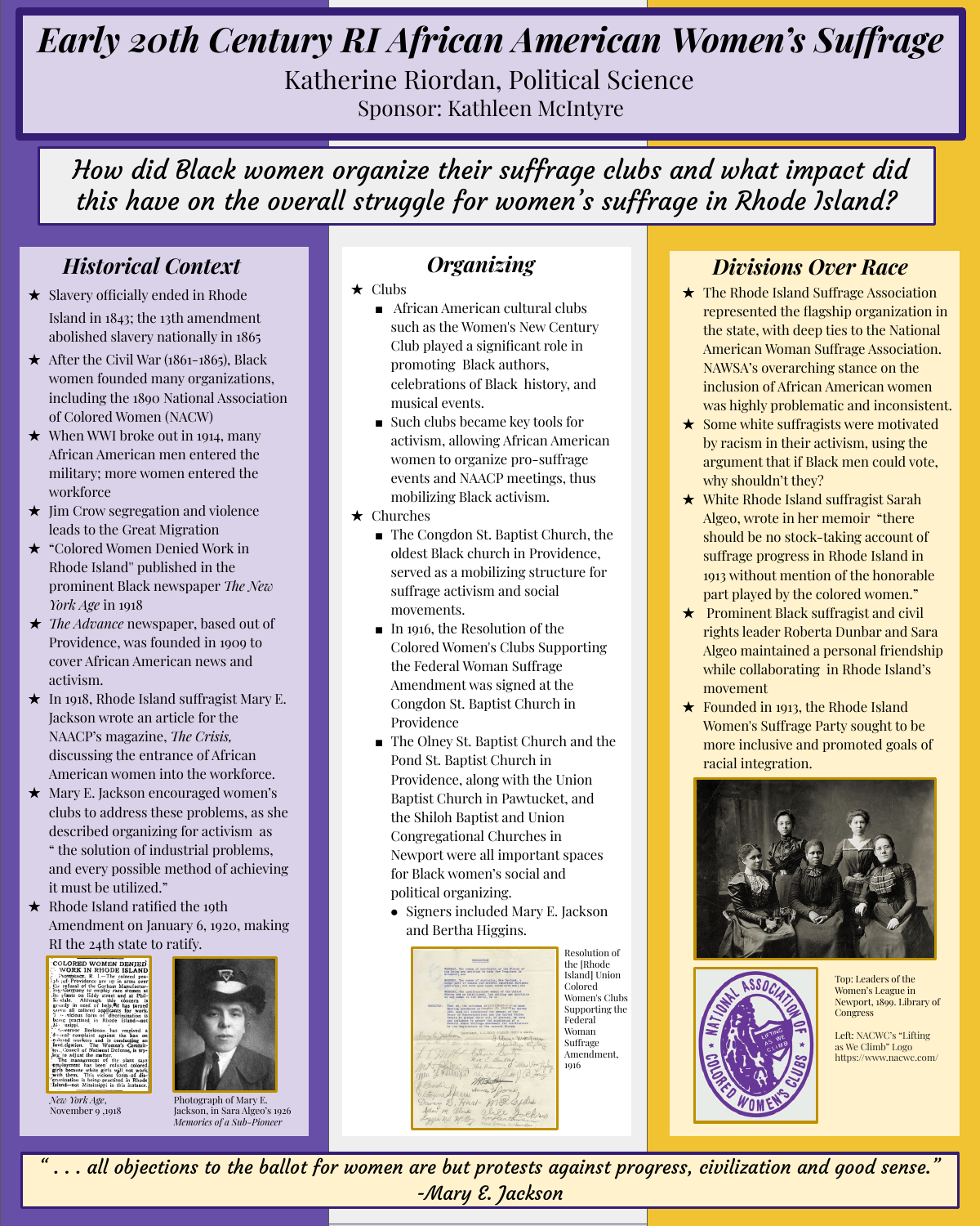# Early 20th Century RI African American Women's Suffrage

Katherine Riordan, Political Science

Sponsor: Kathleen McIntyre

*How did Black women organize their suffrage clubs and what impact did this have on the overall struggle for women's suffrage in Rhode Island?*

## Historical Context

- Slavery officially ended in Rhode Island in 1843; the 13th amendment abolished slavery nationally in 1865
- After the Civil War (1861-1865), Black women founded many organizations, including the 1890 National Association of Colored Women (NACW)
- When WWI broke out in 1914, many African American men entered the military; more women entered the workforce
- Jim Crow segregation and violence leads to the Great Migration
- "Colored Women Denied Work in Rhode Island" published in the prominent Black newspaper *The New York Age* in 1918
- *The Advance* newspaper, based out of Providence, was founded in 1909 to cover African American news and activism.
- In 1918, Rhode Island suffragist Mary E. Jackson wrote an article for the NAACP's magazine, *The Crisis,* discussing the entrance of African American women into the workforce.
- Mary E. Jackson encouraged women's clubs to address these problems, as she described organizing for activism as " the solution of industrial problems, and every possible method of achieving it must be utilized."
- Rhode Island ratified the 19th Amendment on January 6, 1920, making RI the 24th state to ratify.

*New York Age,* November 9 ,1918

Photograph of Mary E. Jackson, in Sara Algeo's 1926 *Memories of a Sub-Pioneer*

## Organizing

- Clubs
  - African American cultural clubs such as the Women's New Century Club played a significant role in promoting Black authors, celebrations of Black history, and musical events.
  - Such clubs became key tools for activism, allowing African American women to organize pro-suffrage events and NAACP meetings, thus mobilizing Black activism.
- Churches
  - The Congdon St. Baptist Church, the oldest Black church in Providence, served as a mobilizing structure for suffrage activism and social movements.
  - In 1916, the Resolution of the Colored Women's Clubs Supporting the Federal Woman Suffrage Amendment was signed at the Congdon St. Baptist Church in Providence
  - The Olney St. Baptist Church and the Pond St. Baptist Church in Providence, along with the Union Baptist Church in Pawtucket, and the Shiloh Baptist and Union Congregational Churches in Newport were all important spaces for Black women's social and political organizing.
    - Signers included Mary E. Jackson and Bertha Higgins.

Resolution of the [Rhode Island] Union Colored Women's Clubs Supporting the Federal Woman Suffrage Amendment, 1916

## Divisions Over Race

- The Rhode Island Suffrage Association represented the flagship organization in the state, with deep ties to the National American Woman Suffrage Association. NAWSA's overarching stance on the inclusion of African American women was highly problematic and inconsistent.
- Some white suffragists were motivated by racism in their activism, using the argument that if Black men could vote, why shouldn't they?
- White Rhode Island suffragist Sarah Algeo, wrote in her memoir "there should be no stock-taking account of suffrage progress in Rhode Island in 1913 without mention of the honorable part played by the colored women."
- Prominent Black suffragist and civil rights leader Roberta Dunbar and Sara Algeo maintained a personal friendship while collaborating in Rhode Island's movement
- Founded in 1913, the Rhode Island Women's Suffrage Party sought to be more inclusive and promoted goals of racial integration.

Top: Leaders of the Women's League in Newport, 1899. Library of Congress

Left: NACWC's "Lifting as We Climb" Logo https://www.nacwc.com/

*" . . . all objections to the ballot for women are but protests against progress, civilization and good sense."*

*-Mary E. Jackson*